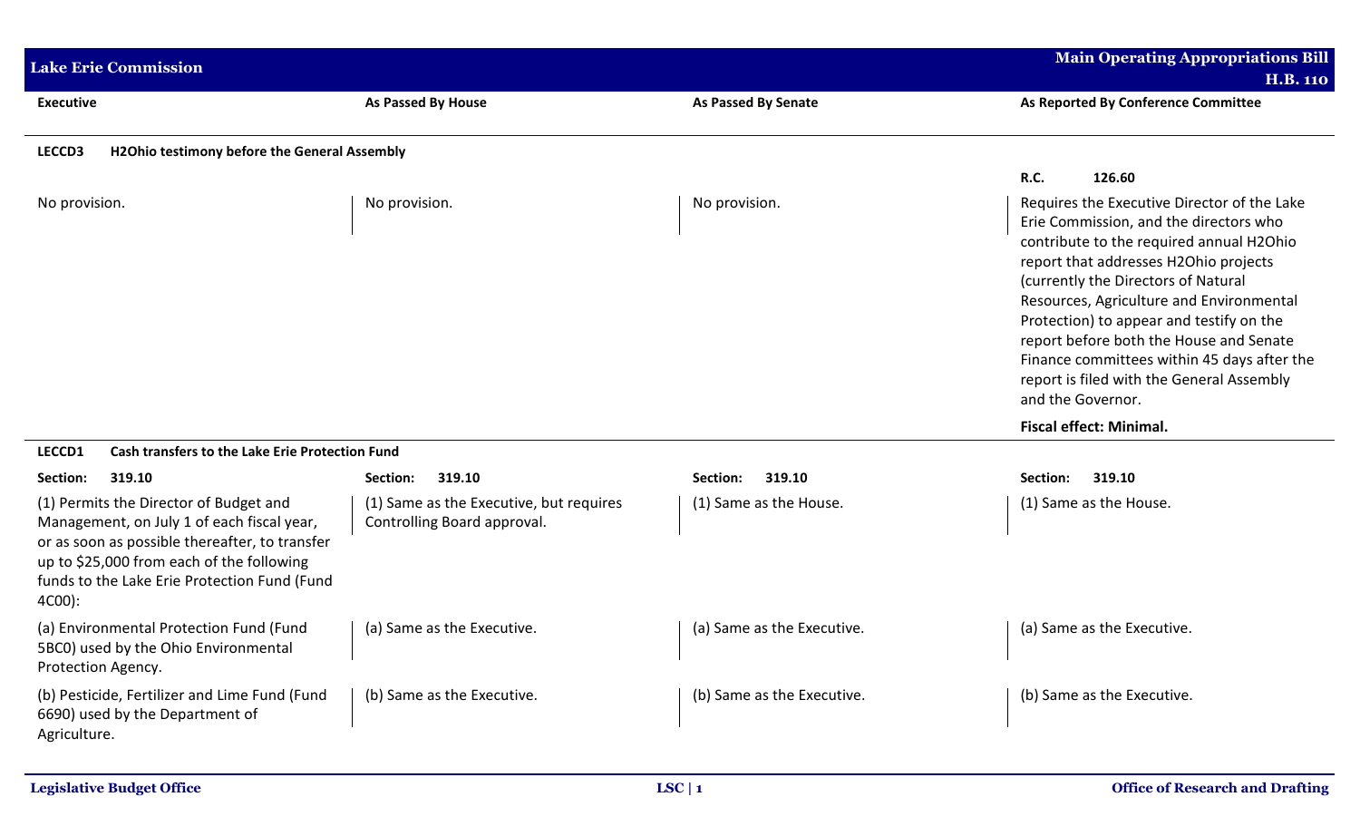| Executive | As Passed By House | As Passed By Senate | As Reported By Conference Committee |
|---|---|---|---|
| **LECCD3 H2Ohio testimony before the General Assembly** | | | |
| | | | **R.C. 126.60** |
| No provision. | No provision. | No provision. | Requires the Executive Director of the Lake Erie Commission, and the directors who contribute to the required annual H2Ohio report that addresses H2Ohio projects (currently the Directors of Natural Resources, Agriculture and Environmental Protection) to appear and testify on the report before both the House and Senate Finance committees within 45 days after the report is filed with the General Assembly and the Governor. |
| | | | **Fiscal effect: Minimal.** |
| **LECCD1 Cash transfers to the Lake Erie Protection Fund** | | | |
| **Section: 319.10** | **Section: 319.10** | **Section: 319.10** | **Section: 319.10** |
| (1) Permits the Director of Budget and Management, on July 1 of each fiscal year, or as soon as possible thereafter, to transfer up to $25,000 from each of the following funds to the Lake Erie Protection Fund (Fund 4C00): | (1) Same as the Executive, but requires Controlling Board approval. | (1) Same as the House. | (1) Same as the House. |
| (a) Environmental Protection Fund (Fund 5BC0) used by the Ohio Environmental Protection Agency. | (a) Same as the Executive. | (a) Same as the Executive. | (a) Same as the Executive. |
| (b) Pesticide, Fertilizer and Lime Fund (Fund 6690) used by the Department of Agriculture. | (b) Same as the Executive. | (b) Same as the Executive. | (b) Same as the Executive. |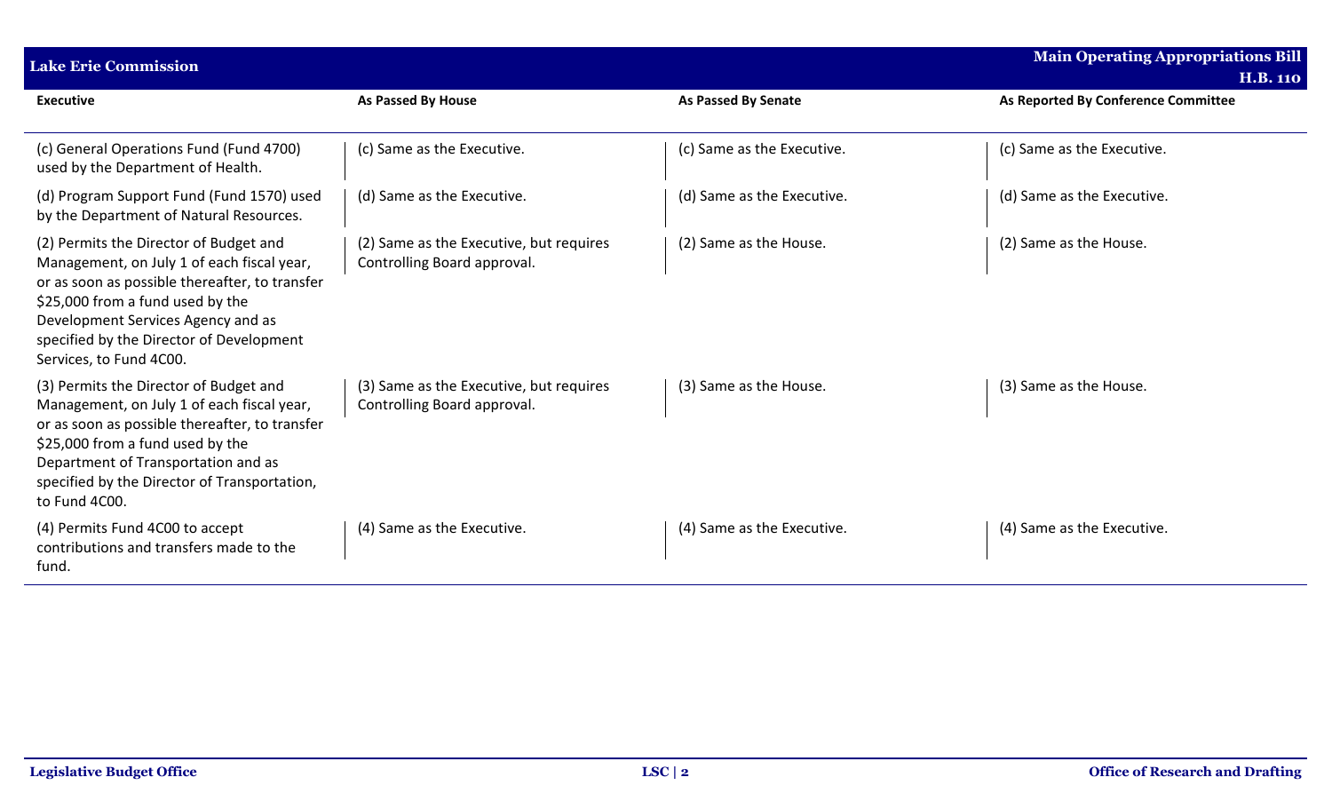| Executive | As Passed By House | As Passed By Senate | As Reported By Conference Committee |
|---|---|---|---|
| (c) General Operations Fund (Fund 4700) used by the Department of Health. | (c) Same as the Executive. | (c) Same as the Executive. | (c) Same as the Executive. |
| (d) Program Support Fund (Fund 1570) used by the Department of Natural Resources. | (d) Same as the Executive. | (d) Same as the Executive. | (d) Same as the Executive. |
| (2) Permits the Director of Budget and Management, on July 1 of each fiscal year, or as soon as possible thereafter, to transfer $25,000 from a fund used by the Development Services Agency and as specified by the Director of Development Services, to Fund 4C00. | (2) Same as the Executive, but requires Controlling Board approval. | (2) Same as the House. | (2) Same as the House. |
| (3) Permits the Director of Budget and Management, on July 1 of each fiscal year, or as soon as possible thereafter, to transfer $25,000 from a fund used by the Department of Transportation and as specified by the Director of Transportation, to Fund 4C00. | (3) Same as the Executive, but requires Controlling Board approval. | (3) Same as the House. | (3) Same as the House. |
| (4) Permits Fund 4C00 to accept contributions and transfers made to the fund. | (4) Same as the Executive. | (4) Same as the Executive. | (4) Same as the Executive. |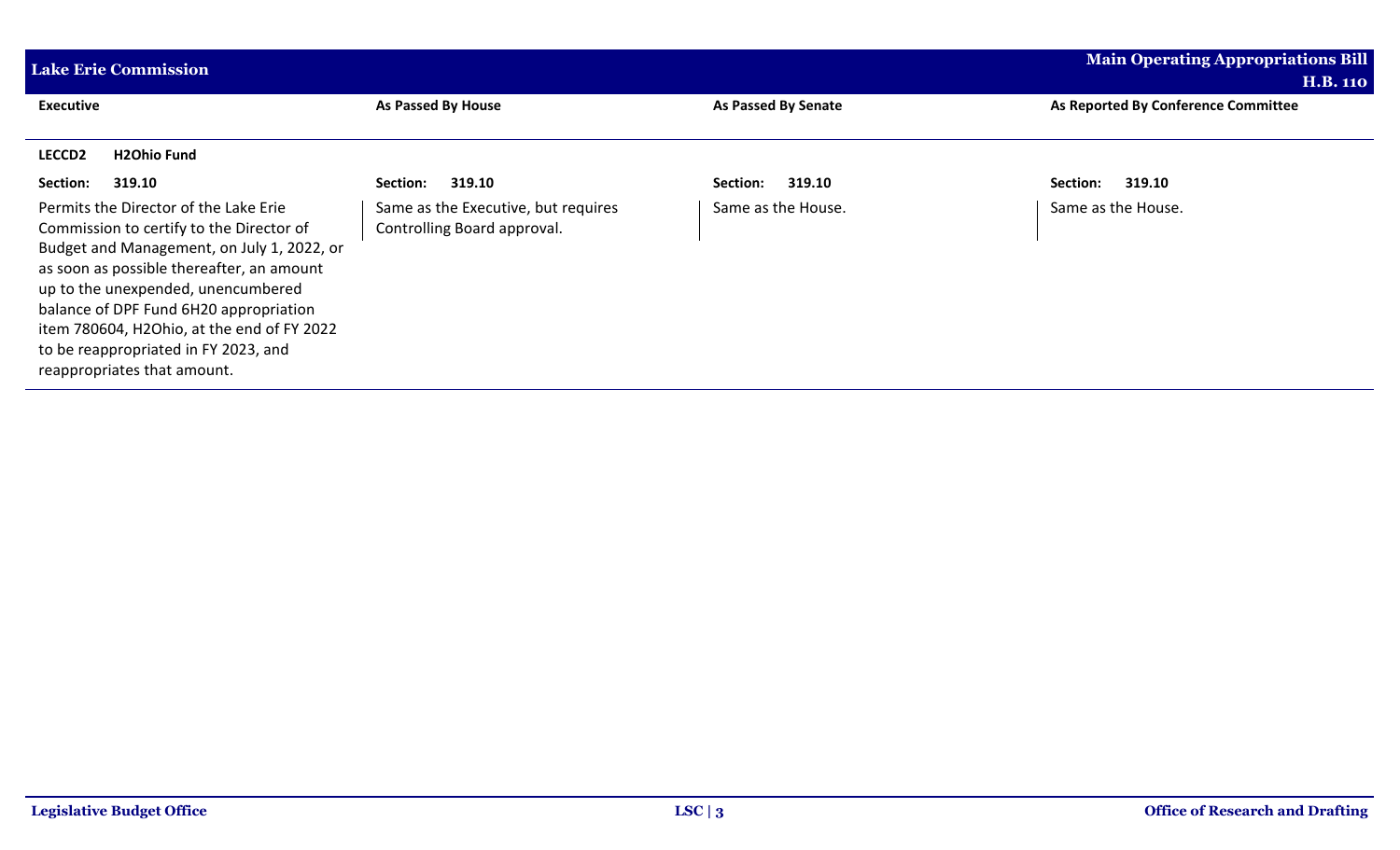| Executive | As Passed By House | As Passed By Senate | As Reported By Conference Committee |
|---|---|---|---|
| **LECCD2 H2Ohio Fund** | | | |
| **Section: 319.10** | **Section: 319.10** | **Section: 319.10** | **Section: 319.10** |
| Permits the Director of the Lake Erie Commission to certify to the Director of Budget and Management, on July 1, 2022, or as soon as possible thereafter, an amount up to the unexpended, unencumbered balance of DPF Fund 6H20 appropriation item 780604, H2Ohio, at the end of FY 2022 to be reappropriated in FY 2023, and reappropriates that amount. | Same as the Executive, but requires Controlling Board approval. | Same as the House. | Same as the House. |